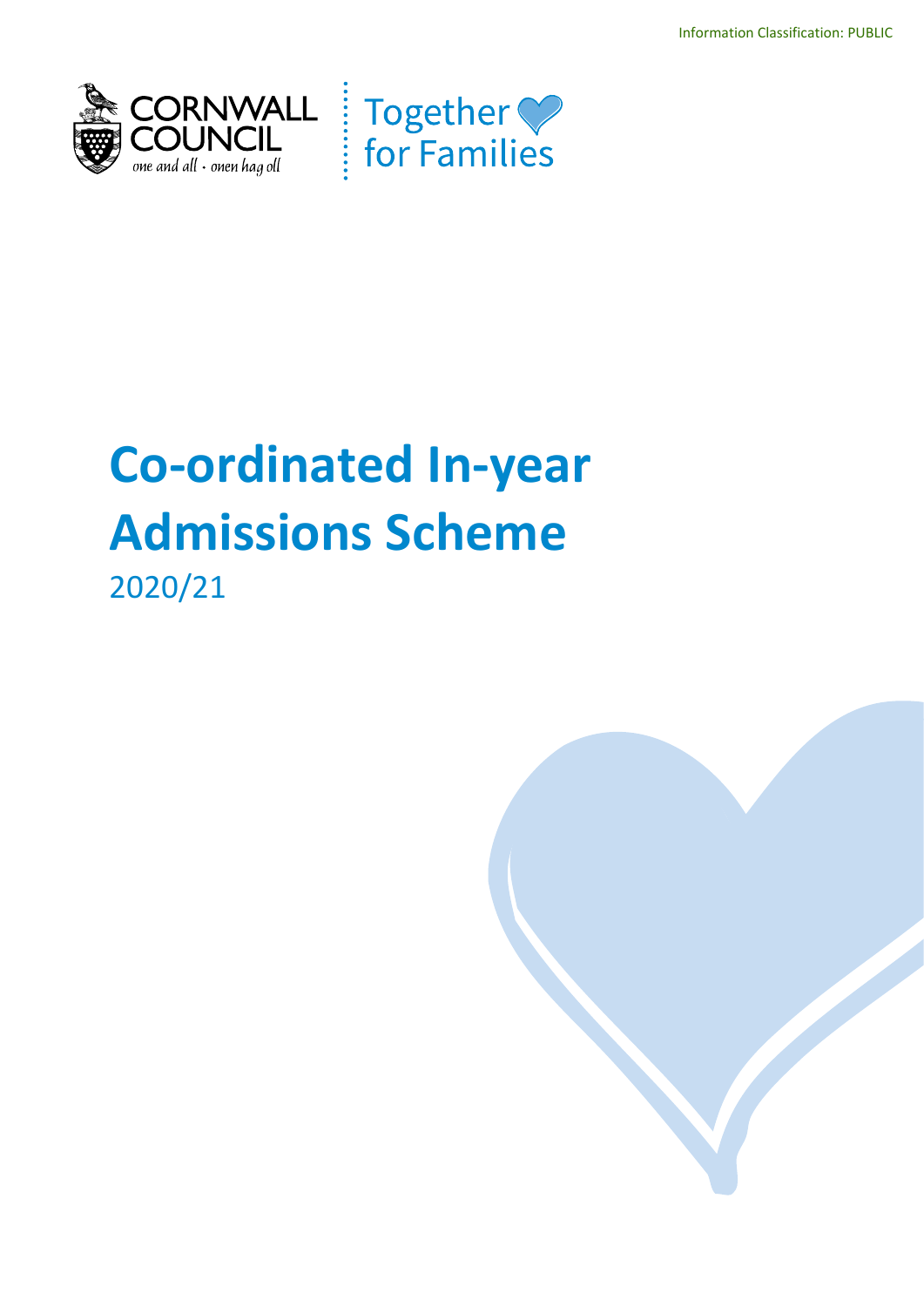Information Classification: PUBLIC

CORNWALL COUNCIL
one and all • onen hag oll

Together for Families

# Co-ordinated In-year Admissions Scheme

2020/21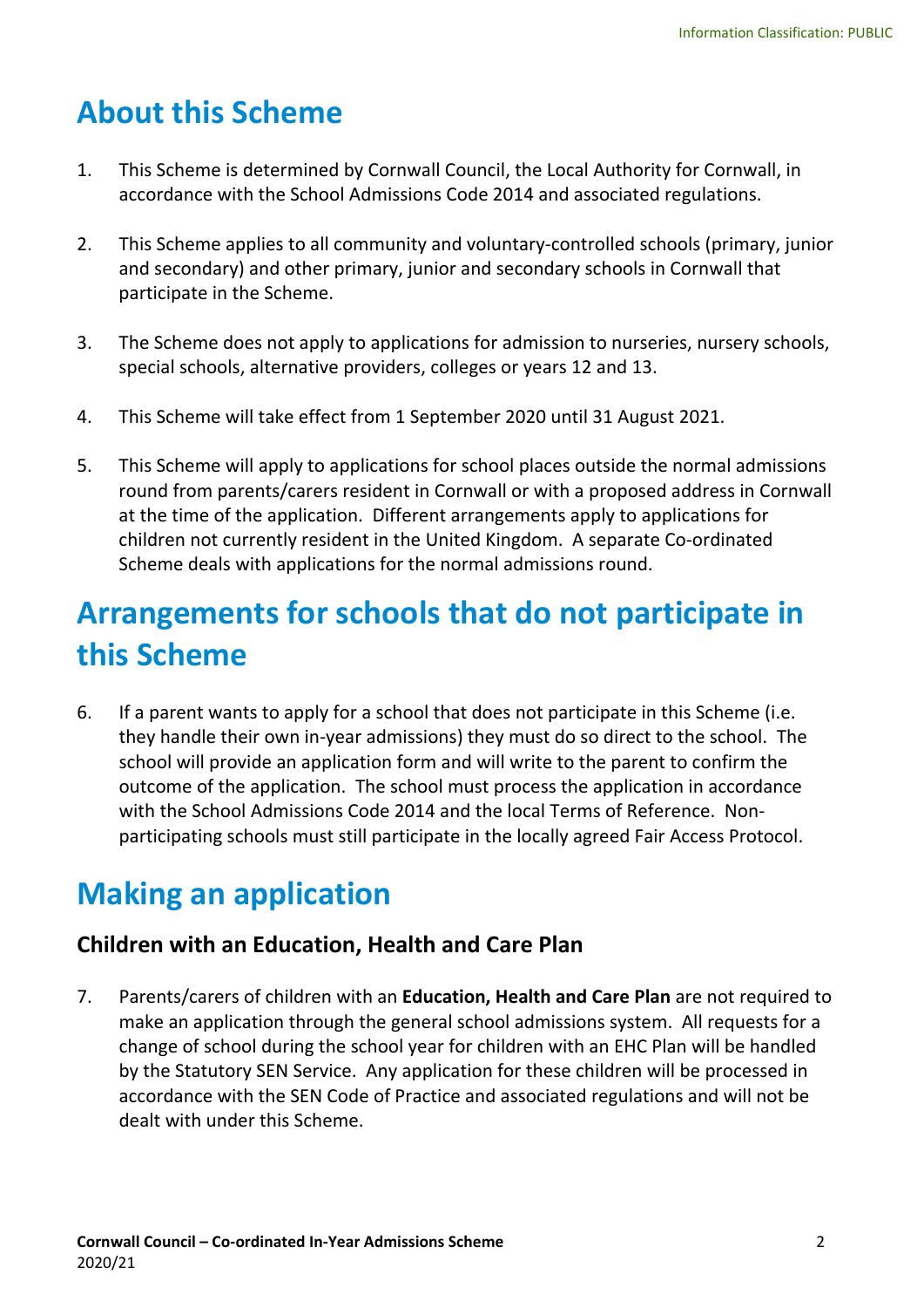# About this Scheme

1. This Scheme is determined by Cornwall Council, the Local Authority for Cornwall, in accordance with the School Admissions Code 2014 and associated regulations.

2. This Scheme applies to all community and voluntary-controlled schools (primary, junior and secondary) and other primary, junior and secondary schools in Cornwall that participate in the Scheme.

3. The Scheme does not apply to applications for admission to nurseries, nursery schools, special schools, alternative providers, colleges or years 12 and 13.

4. This Scheme will take effect from 1 September 2020 until 31 August 2021.

5. This Scheme will apply to applications for school places outside the normal admissions round from parents/carers resident in Cornwall or with a proposed address in Cornwall at the time of the application. Different arrangements apply to applications for children not currently resident in the United Kingdom. A separate Co-ordinated Scheme deals with applications for the normal admissions round.

# Arrangements for schools that do not participate in this Scheme

6. If a parent wants to apply for a school that does not participate in this Scheme (i.e. they handle their own in-year admissions) they must do so direct to the school. The school will provide an application form and will write to the parent to confirm the outcome of the application. The school must process the application in accordance with the School Admissions Code 2014 and the local Terms of Reference. Non-participating schools must still participate in the locally agreed Fair Access Protocol.

# Making an application

### Children with an Education, Health and Care Plan

7. Parents/carers of children with an **Education, Health and Care Plan** are not required to make an application through the general school admissions system. All requests for a change of school during the school year for children with an EHC Plan will be handled by the Statutory SEN Service. Any application for these children will be processed in accordance with the SEN Code of Practice and associated regulations and will not be dealt with under this Scheme.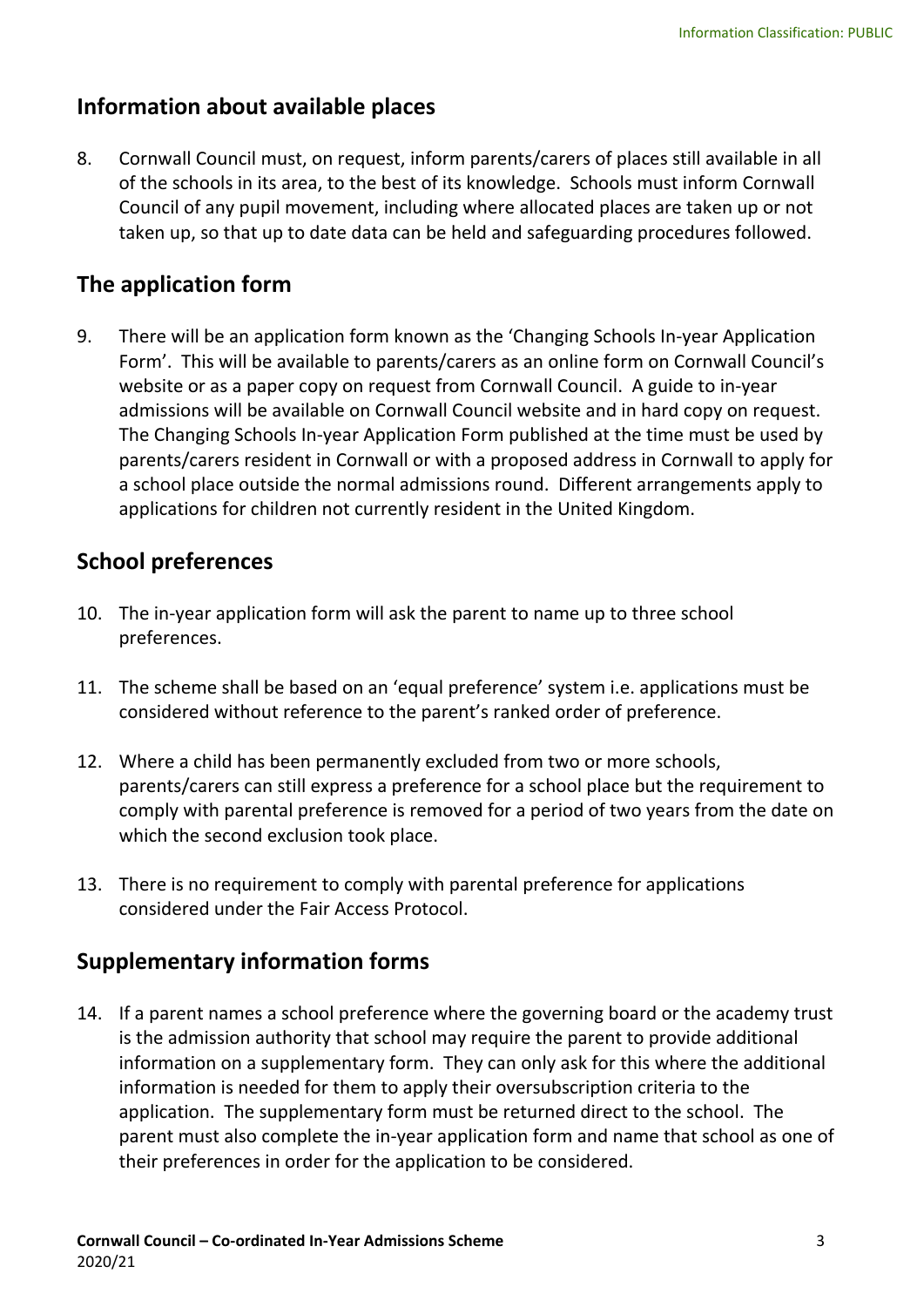## Information about available places

8. Cornwall Council must, on request, inform parents/carers of places still available in all of the schools in its area, to the best of its knowledge. Schools must inform Cornwall Council of any pupil movement, including where allocated places are taken up or not taken up, so that up to date data can be held and safeguarding procedures followed.

## The application form

9. There will be an application form known as the 'Changing Schools In-year Application Form'. This will be available to parents/carers as an online form on Cornwall Council's website or as a paper copy on request from Cornwall Council. A guide to in-year admissions will be available on Cornwall Council website and in hard copy on request. The Changing Schools In-year Application Form published at the time must be used by parents/carers resident in Cornwall or with a proposed address in Cornwall to apply for a school place outside the normal admissions round. Different arrangements apply to applications for children not currently resident in the United Kingdom.

## School preferences

10. The in-year application form will ask the parent to name up to three school preferences.

11. The scheme shall be based on an 'equal preference' system i.e. applications must be considered without reference to the parent's ranked order of preference.

12. Where a child has been permanently excluded from two or more schools, parents/carers can still express a preference for a school place but the requirement to comply with parental preference is removed for a period of two years from the date on which the second exclusion took place.

13. There is no requirement to comply with parental preference for applications considered under the Fair Access Protocol.

## Supplementary information forms

14. If a parent names a school preference where the governing board or the academy trust is the admission authority that school may require the parent to provide additional information on a supplementary form. They can only ask for this where the additional information is needed for them to apply their oversubscription criteria to the application. The supplementary form must be returned direct to the school. The parent must also complete the in-year application form and name that school as one of their preferences in order for the application to be considered.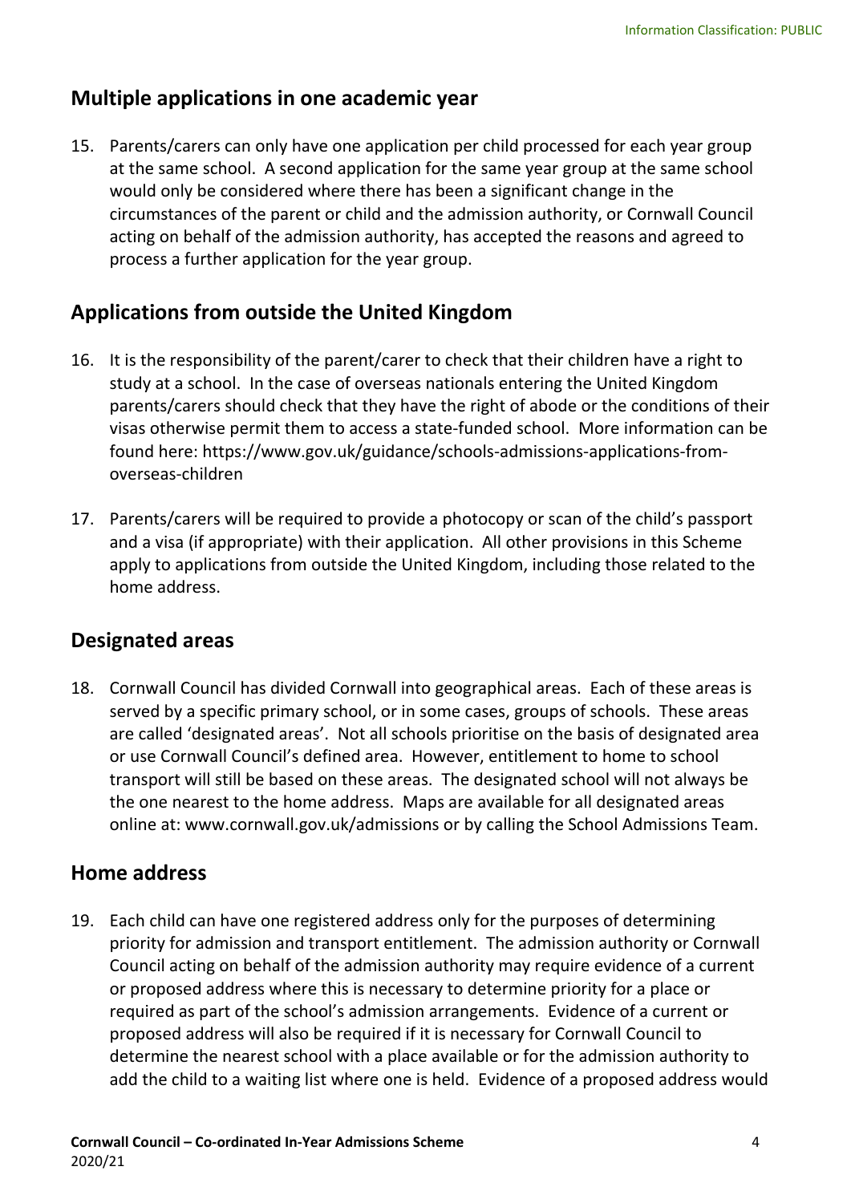## Multiple applications in one academic year

15. Parents/carers can only have one application per child processed for each year group at the same school. A second application for the same year group at the same school would only be considered where there has been a significant change in the circumstances of the parent or child and the admission authority, or Cornwall Council acting on behalf of the admission authority, has accepted the reasons and agreed to process a further application for the year group.

## Applications from outside the United Kingdom

16. It is the responsibility of the parent/carer to check that their children have a right to study at a school. In the case of overseas nationals entering the United Kingdom parents/carers should check that they have the right of abode or the conditions of their visas otherwise permit them to access a state-funded school. More information can be found here: https://www.gov.uk/guidance/schools-admissions-applications-from-overseas-children

17. Parents/carers will be required to provide a photocopy or scan of the child's passport and a visa (if appropriate) with their application. All other provisions in this Scheme apply to applications from outside the United Kingdom, including those related to the home address.

## Designated areas

18. Cornwall Council has divided Cornwall into geographical areas. Each of these areas is served by a specific primary school, or in some cases, groups of schools. These areas are called 'designated areas'. Not all schools prioritise on the basis of designated area or use Cornwall Council's defined area. However, entitlement to home to school transport will still be based on these areas. The designated school will not always be the one nearest to the home address. Maps are available for all designated areas online at: www.cornwall.gov.uk/admissions or by calling the School Admissions Team.

## Home address

19. Each child can have one registered address only for the purposes of determining priority for admission and transport entitlement. The admission authority or Cornwall Council acting on behalf of the admission authority may require evidence of a current or proposed address where this is necessary to determine priority for a place or required as part of the school's admission arrangements. Evidence of a current or proposed address will also be required if it is necessary for Cornwall Council to determine the nearest school with a place available or for the admission authority to add the child to a waiting list where one is held. Evidence of a proposed address would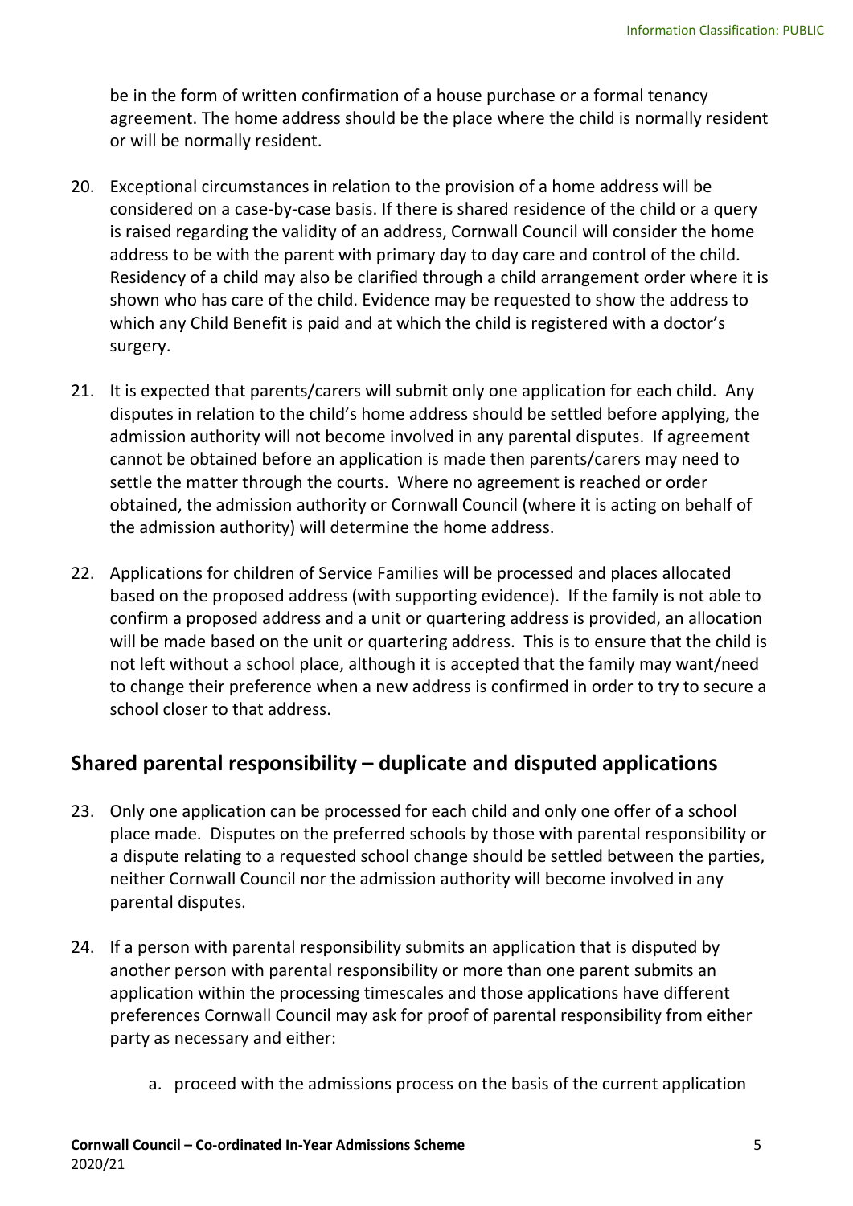be in the form of written confirmation of a house purchase or a formal tenancy agreement. The home address should be the place where the child is normally resident or will be normally resident.

20. Exceptional circumstances in relation to the provision of a home address will be considered on a case-by-case basis. If there is shared residence of the child or a query is raised regarding the validity of an address, Cornwall Council will consider the home address to be with the parent with primary day to day care and control of the child. Residency of a child may also be clarified through a child arrangement order where it is shown who has care of the child. Evidence may be requested to show the address to which any Child Benefit is paid and at which the child is registered with a doctor's surgery.

21. It is expected that parents/carers will submit only one application for each child. Any disputes in relation to the child's home address should be settled before applying, the admission authority will not become involved in any parental disputes. If agreement cannot be obtained before an application is made then parents/carers may need to settle the matter through the courts. Where no agreement is reached or order obtained, the admission authority or Cornwall Council (where it is acting on behalf of the admission authority) will determine the home address.

22. Applications for children of Service Families will be processed and places allocated based on the proposed address (with supporting evidence). If the family is not able to confirm a proposed address and a unit or quartering address is provided, an allocation will be made based on the unit or quartering address. This is to ensure that the child is not left without a school place, although it is accepted that the family may want/need to change their preference when a new address is confirmed in order to try to secure a school closer to that address.

## Shared parental responsibility – duplicate and disputed applications

23. Only one application can be processed for each child and only one offer of a school place made. Disputes on the preferred schools by those with parental responsibility or a dispute relating to a requested school change should be settled between the parties, neither Cornwall Council nor the admission authority will become involved in any parental disputes.

24. If a person with parental responsibility submits an application that is disputed by another person with parental responsibility or more than one parent submits an application within the processing timescales and those applications have different preferences Cornwall Council may ask for proof of parental responsibility from either party as necessary and either:

    a. proceed with the admissions process on the basis of the current application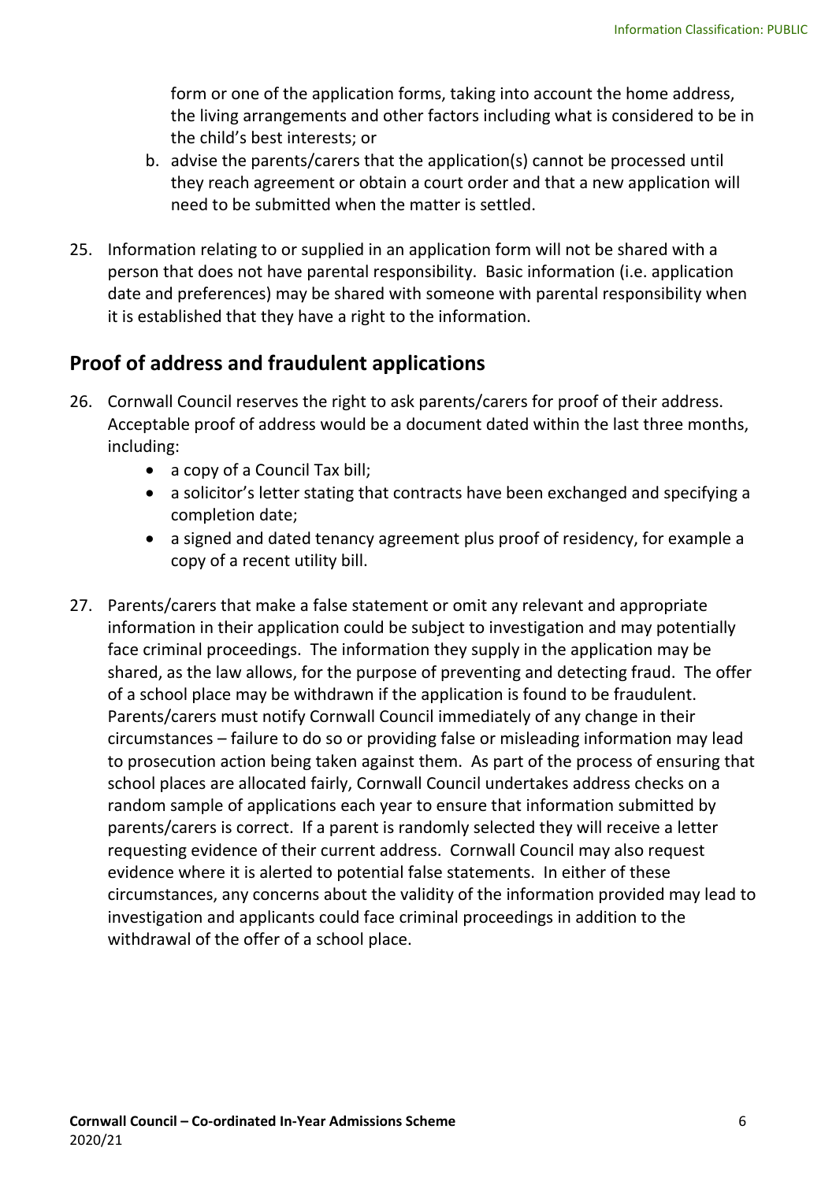form or one of the application forms, taking into account the home address, the living arrangements and other factors including what is considered to be in the child's best interests; or

b. advise the parents/carers that the application(s) cannot be processed until they reach agreement or obtain a court order and that a new application will need to be submitted when the matter is settled.

25. Information relating to or supplied in an application form will not be shared with a person that does not have parental responsibility. Basic information (i.e. application date and preferences) may be shared with someone with parental responsibility when it is established that they have a right to the information.

## Proof of address and fraudulent applications

26. Cornwall Council reserves the right to ask parents/carers for proof of their address. Acceptable proof of address would be a document dated within the last three months, including:
    - a copy of a Council Tax bill;
    - a solicitor's letter stating that contracts have been exchanged and specifying a completion date;
    - a signed and dated tenancy agreement plus proof of residency, for example a copy of a recent utility bill.

27. Parents/carers that make a false statement or omit any relevant and appropriate information in their application could be subject to investigation and may potentially face criminal proceedings. The information they supply in the application may be shared, as the law allows, for the purpose of preventing and detecting fraud. The offer of a school place may be withdrawn if the application is found to be fraudulent. Parents/carers must notify Cornwall Council immediately of any change in their circumstances – failure to do so or providing false or misleading information may lead to prosecution action being taken against them. As part of the process of ensuring that school places are allocated fairly, Cornwall Council undertakes address checks on a random sample of applications each year to ensure that information submitted by parents/carers is correct. If a parent is randomly selected they will receive a letter requesting evidence of their current address. Cornwall Council may also request evidence where it is alerted to potential false statements. In either of these circumstances, any concerns about the validity of the information provided may lead to investigation and applicants could face criminal proceedings in addition to the withdrawal of the offer of a school place.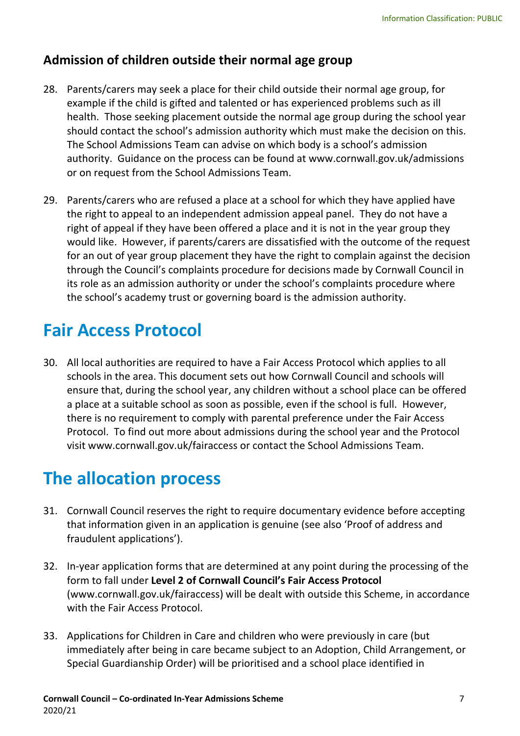### Admission of children outside their normal age group

28. Parents/carers may seek a place for their child outside their normal age group, for example if the child is gifted and talented or has experienced problems such as ill health. Those seeking placement outside the normal age group during the school year should contact the school's admission authority which must make the decision on this. The School Admissions Team can advise on which body is a school's admission authority. Guidance on the process can be found at www.cornwall.gov.uk/admissions or on request from the School Admissions Team.

29. Parents/carers who are refused a place at a school for which they have applied have the right to appeal to an independent admission appeal panel. They do not have a right of appeal if they have been offered a place and it is not in the year group they would like. However, if parents/carers are dissatisfied with the outcome of the request for an out of year group placement they have the right to complain against the decision through the Council's complaints procedure for decisions made by Cornwall Council in its role as an admission authority or under the school's complaints procedure where the school's academy trust or governing board is the admission authority.

## Fair Access Protocol

30. All local authorities are required to have a Fair Access Protocol which applies to all schools in the area. This document sets out how Cornwall Council and schools will ensure that, during the school year, any children without a school place can be offered a place at a suitable school as soon as possible, even if the school is full. However, there is no requirement to comply with parental preference under the Fair Access Protocol. To find out more about admissions during the school year and the Protocol visit www.cornwall.gov.uk/fairaccess or contact the School Admissions Team.

## The allocation process

31. Cornwall Council reserves the right to require documentary evidence before accepting that information given in an application is genuine (see also 'Proof of address and fraudulent applications').

32. In-year application forms that are determined at any point during the processing of the form to fall under **Level 2 of Cornwall Council's Fair Access Protocol** (www.cornwall.gov.uk/fairaccess) will be dealt with outside this Scheme, in accordance with the Fair Access Protocol.

33. Applications for Children in Care and children who were previously in care (but immediately after being in care became subject to an Adoption, Child Arrangement, or Special Guardianship Order) will be prioritised and a school place identified in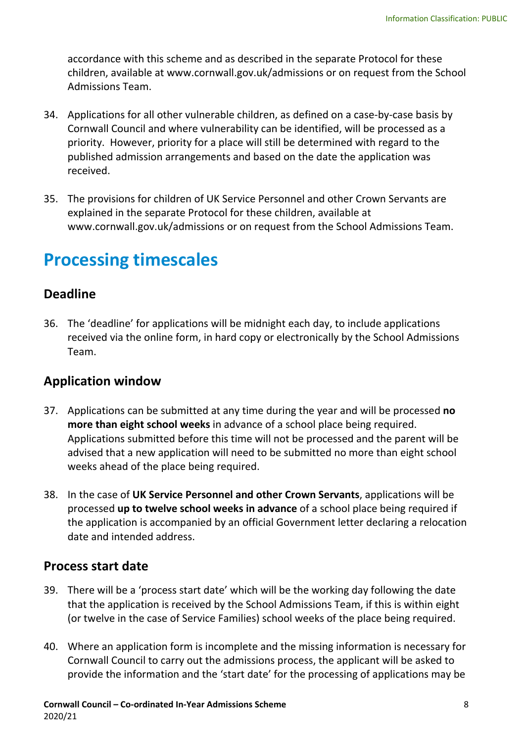accordance with this scheme and as described in the separate Protocol for these children, available at www.cornwall.gov.uk/admissions or on request from the School Admissions Team.

34. Applications for all other vulnerable children, as defined on a case-by-case basis by Cornwall Council and where vulnerability can be identified, will be processed as a priority. However, priority for a place will still be determined with regard to the published admission arrangements and based on the date the application was received.

35. The provisions for children of UK Service Personnel and other Crown Servants are explained in the separate Protocol for these children, available at www.cornwall.gov.uk/admissions or on request from the School Admissions Team.

# Processing timescales

## Deadline

36. The 'deadline' for applications will be midnight each day, to include applications received via the online form, in hard copy or electronically by the School Admissions Team.

## Application window

37. Applications can be submitted at any time during the year and will be processed **no more than eight school weeks** in advance of a school place being required. Applications submitted before this time will not be processed and the parent will be advised that a new application will need to be submitted no more than eight school weeks ahead of the place being required.

38. In the case of **UK Service Personnel and other Crown Servants**, applications will be processed **up to twelve school weeks in advance** of a school place being required if the application is accompanied by an official Government letter declaring a relocation date and intended address.

## Process start date

39. There will be a 'process start date' which will be the working day following the date that the application is received by the School Admissions Team, if this is within eight (or twelve in the case of Service Families) school weeks of the place being required.

40. Where an application form is incomplete and the missing information is necessary for Cornwall Council to carry out the admissions process, the applicant will be asked to provide the information and the 'start date' for the processing of applications may be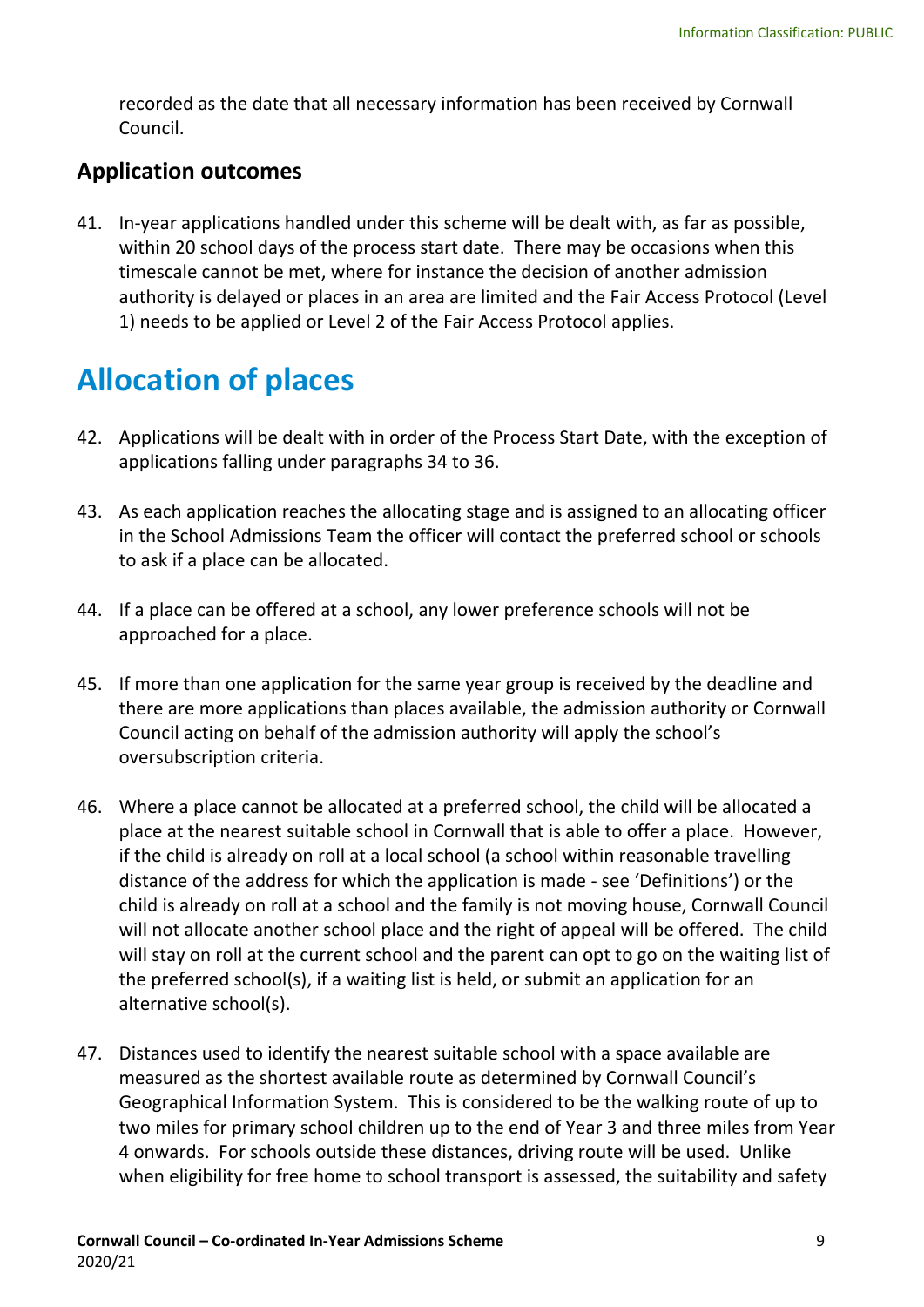recorded as the date that all necessary information has been received by Cornwall Council.

### Application outcomes

41. In-year applications handled under this scheme will be dealt with, as far as possible, within 20 school days of the process start date. There may be occasions when this timescale cannot be met, where for instance the decision of another admission authority is delayed or places in an area are limited and the Fair Access Protocol (Level 1) needs to be applied or Level 2 of the Fair Access Protocol applies.

## Allocation of places

42. Applications will be dealt with in order of the Process Start Date, with the exception of applications falling under paragraphs 34 to 36.

43. As each application reaches the allocating stage and is assigned to an allocating officer in the School Admissions Team the officer will contact the preferred school or schools to ask if a place can be allocated.

44. If a place can be offered at a school, any lower preference schools will not be approached for a place.

45. If more than one application for the same year group is received by the deadline and there are more applications than places available, the admission authority or Cornwall Council acting on behalf of the admission authority will apply the school's oversubscription criteria.

46. Where a place cannot be allocated at a preferred school, the child will be allocated a place at the nearest suitable school in Cornwall that is able to offer a place. However, if the child is already on roll at a local school (a school within reasonable travelling distance of the address for which the application is made - see 'Definitions') or the child is already on roll at a school and the family is not moving house, Cornwall Council will not allocate another school place and the right of appeal will be offered. The child will stay on roll at the current school and the parent can opt to go on the waiting list of the preferred school(s), if a waiting list is held, or submit an application for an alternative school(s).

47. Distances used to identify the nearest suitable school with a space available are measured as the shortest available route as determined by Cornwall Council's Geographical Information System. This is considered to be the walking route of up to two miles for primary school children up to the end of Year 3 and three miles from Year 4 onwards. For schools outside these distances, driving route will be used. Unlike when eligibility for free home to school transport is assessed, the suitability and safety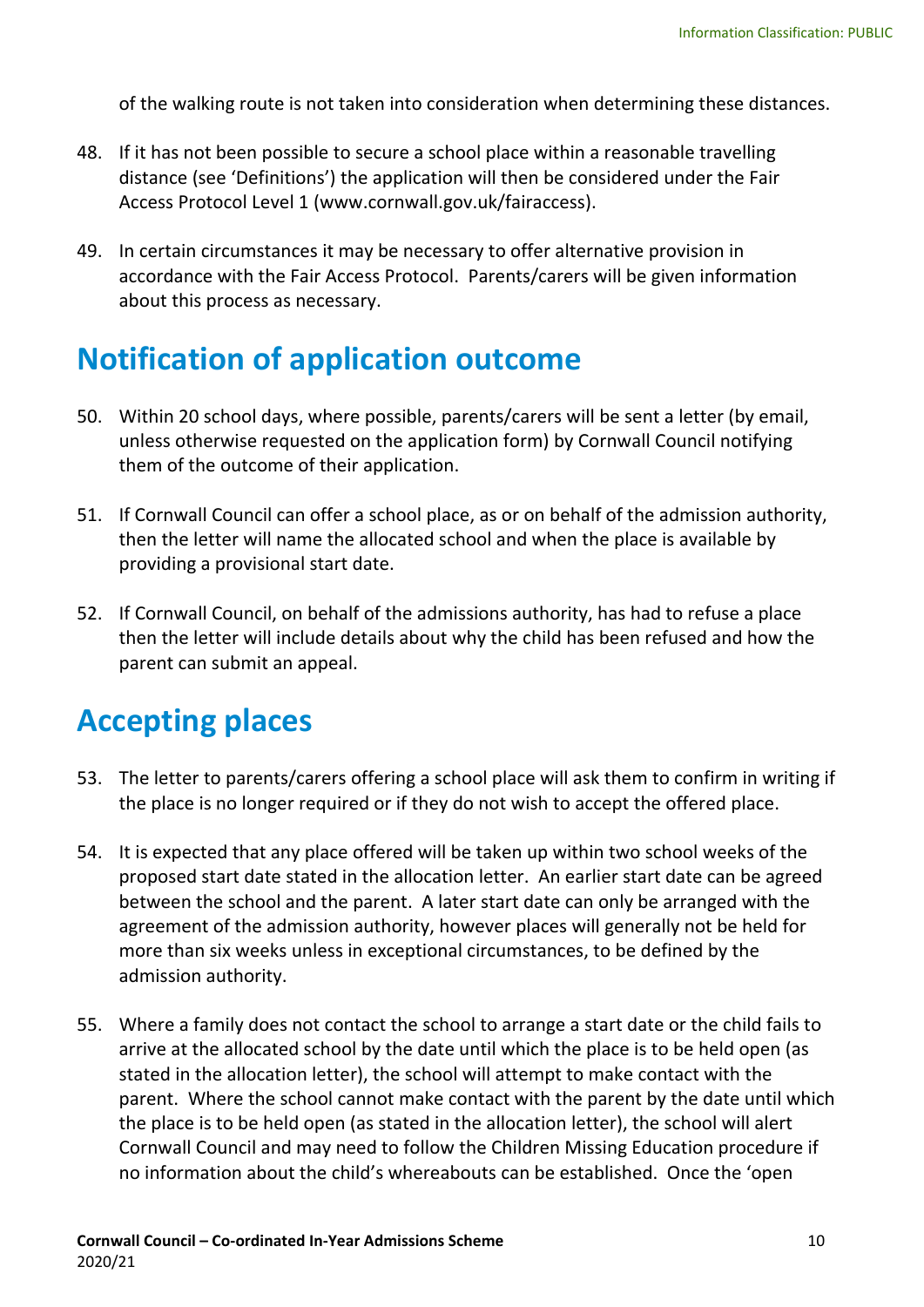of the walking route is not taken into consideration when determining these distances.

48. If it has not been possible to secure a school place within a reasonable travelling distance (see 'Definitions') the application will then be considered under the Fair Access Protocol Level 1 (www.cornwall.gov.uk/fairaccess).

49. In certain circumstances it may be necessary to offer alternative provision in accordance with the Fair Access Protocol. Parents/carers will be given information about this process as necessary.

## Notification of application outcome

50. Within 20 school days, where possible, parents/carers will be sent a letter (by email, unless otherwise requested on the application form) by Cornwall Council notifying them of the outcome of their application.

51. If Cornwall Council can offer a school place, as or on behalf of the admission authority, then the letter will name the allocated school and when the place is available by providing a provisional start date.

52. If Cornwall Council, on behalf of the admissions authority, has had to refuse a place then the letter will include details about why the child has been refused and how the parent can submit an appeal.

## Accepting places

53. The letter to parents/carers offering a school place will ask them to confirm in writing if the place is no longer required or if they do not wish to accept the offered place.

54. It is expected that any place offered will be taken up within two school weeks of the proposed start date stated in the allocation letter. An earlier start date can be agreed between the school and the parent. A later start date can only be arranged with the agreement of the admission authority, however places will generally not be held for more than six weeks unless in exceptional circumstances, to be defined by the admission authority.

55. Where a family does not contact the school to arrange a start date or the child fails to arrive at the allocated school by the date until which the place is to be held open (as stated in the allocation letter), the school will attempt to make contact with the parent. Where the school cannot make contact with the parent by the date until which the place is to be held open (as stated in the allocation letter), the school will alert Cornwall Council and may need to follow the Children Missing Education procedure if no information about the child's whereabouts can be established. Once the 'open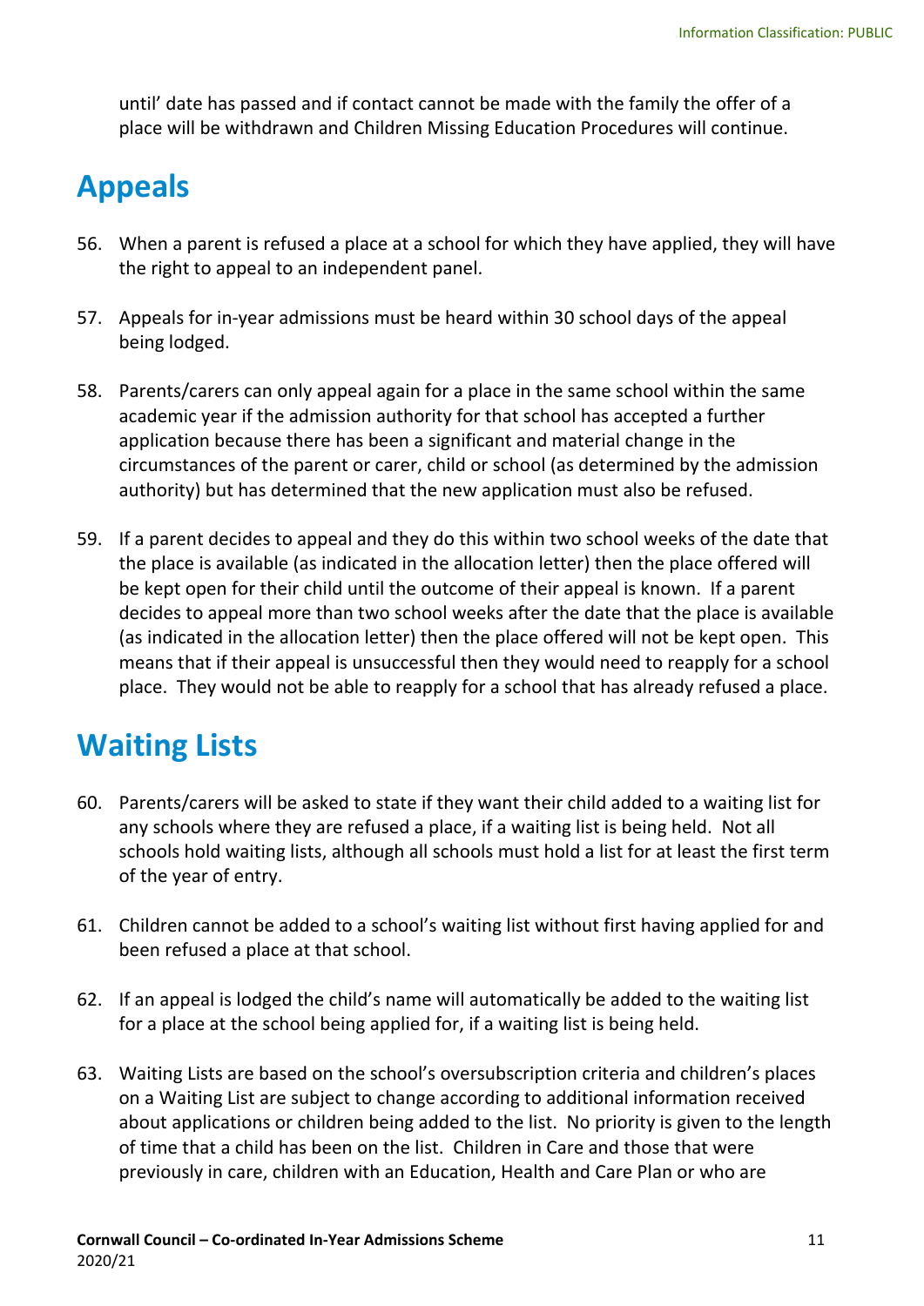until' date has passed and if contact cannot be made with the family the offer of a place will be withdrawn and Children Missing Education Procedures will continue.

## Appeals

56. When a parent is refused a place at a school for which they have applied, they will have the right to appeal to an independent panel.

57. Appeals for in-year admissions must be heard within 30 school days of the appeal being lodged.

58. Parents/carers can only appeal again for a place in the same school within the same academic year if the admission authority for that school has accepted a further application because there has been a significant and material change in the circumstances of the parent or carer, child or school (as determined by the admission authority) but has determined that the new application must also be refused.

59. If a parent decides to appeal and they do this within two school weeks of the date that the place is available (as indicated in the allocation letter) then the place offered will be kept open for their child until the outcome of their appeal is known. If a parent decides to appeal more than two school weeks after the date that the place is available (as indicated in the allocation letter) then the place offered will not be kept open. This means that if their appeal is unsuccessful then they would need to reapply for a school place. They would not be able to reapply for a school that has already refused a place.

## Waiting Lists

60. Parents/carers will be asked to state if they want their child added to a waiting list for any schools where they are refused a place, if a waiting list is being held. Not all schools hold waiting lists, although all schools must hold a list for at least the first term of the year of entry.

61. Children cannot be added to a school's waiting list without first having applied for and been refused a place at that school.

62. If an appeal is lodged the child's name will automatically be added to the waiting list for a place at the school being applied for, if a waiting list is being held.

63. Waiting Lists are based on the school's oversubscription criteria and children's places on a Waiting List are subject to change according to additional information received about applications or children being added to the list. No priority is given to the length of time that a child has been on the list. Children in Care and those that were previously in care, children with an Education, Health and Care Plan or who are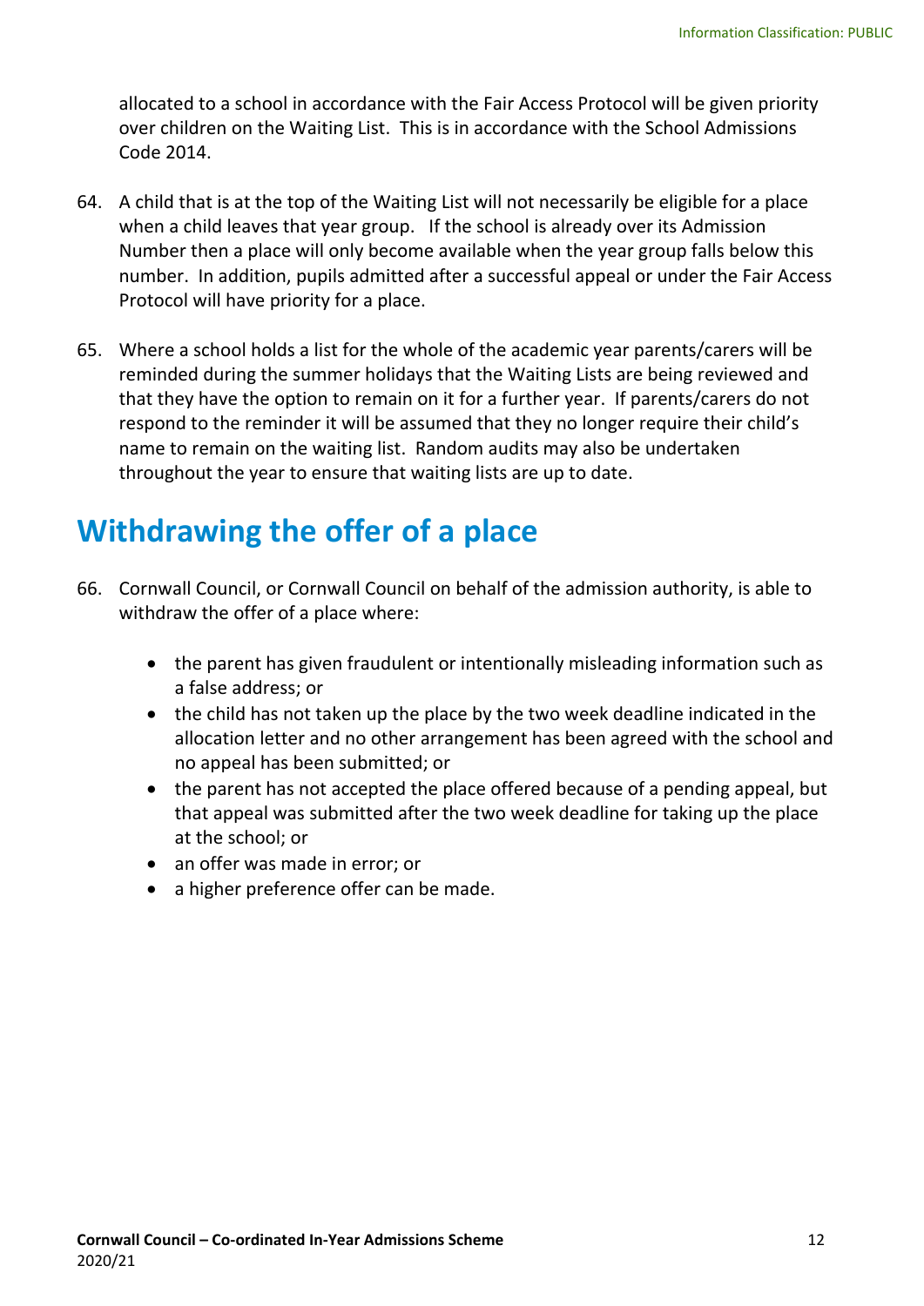allocated to a school in accordance with the Fair Access Protocol will be given priority over children on the Waiting List. This is in accordance with the School Admissions Code 2014.

64. A child that is at the top of the Waiting List will not necessarily be eligible for a place when a child leaves that year group. If the school is already over its Admission Number then a place will only become available when the year group falls below this number. In addition, pupils admitted after a successful appeal or under the Fair Access Protocol will have priority for a place.

65. Where a school holds a list for the whole of the academic year parents/carers will be reminded during the summer holidays that the Waiting Lists are being reviewed and that they have the option to remain on it for a further year. If parents/carers do not respond to the reminder it will be assumed that they no longer require their child's name to remain on the waiting list. Random audits may also be undertaken throughout the year to ensure that waiting lists are up to date.

## Withdrawing the offer of a place

66. Cornwall Council, or Cornwall Council on behalf of the admission authority, is able to withdraw the offer of a place where:

    - the parent has given fraudulent or intentionally misleading information such as a false address; or
    - the child has not taken up the place by the two week deadline indicated in the allocation letter and no other arrangement has been agreed with the school and no appeal has been submitted; or
    - the parent has not accepted the place offered because of a pending appeal, but that appeal was submitted after the two week deadline for taking up the place at the school; or
    - an offer was made in error; or
    - a higher preference offer can be made.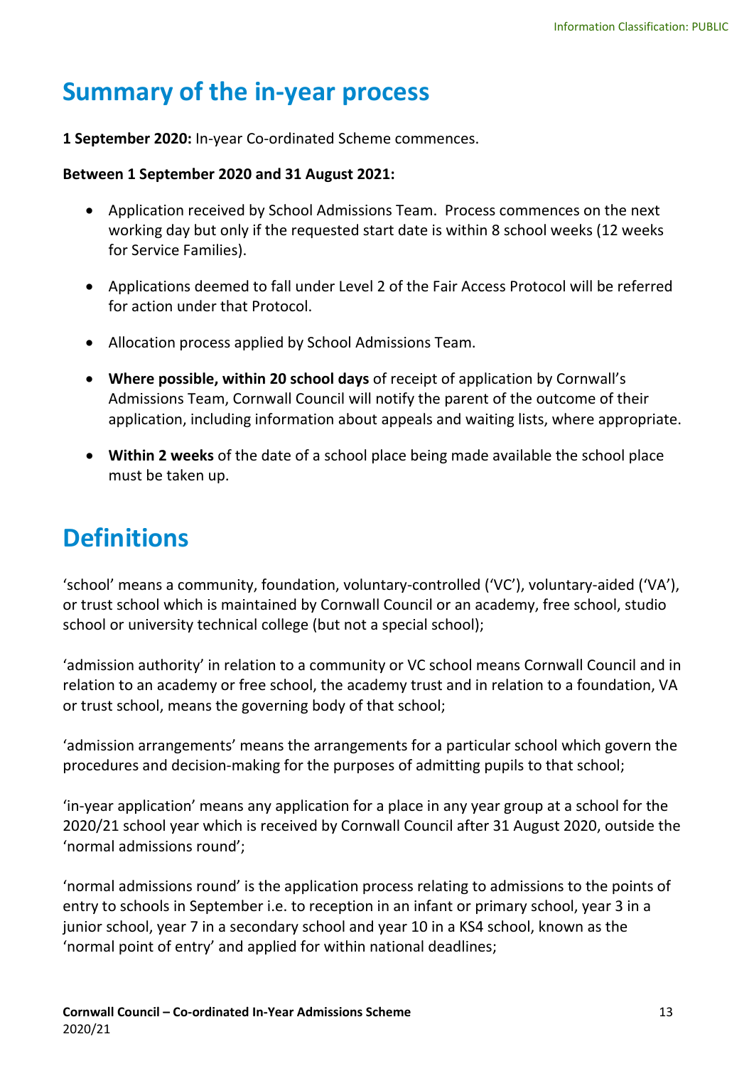## Summary of the in-year process

**1 September 2020:** In-year Co-ordinated Scheme commences.

**Between 1 September 2020 and 31 August 2021:**

- Application received by School Admissions Team. Process commences on the next working day but only if the requested start date is within 8 school weeks (12 weeks for Service Families).
- Applications deemed to fall under Level 2 of the Fair Access Protocol will be referred for action under that Protocol.
- Allocation process applied by School Admissions Team.
- **Where possible, within 20 school days** of receipt of application by Cornwall's Admissions Team, Cornwall Council will notify the parent of the outcome of their application, including information about appeals and waiting lists, where appropriate.
- **Within 2 weeks** of the date of a school place being made available the school place must be taken up.

## Definitions

'school' means a community, foundation, voluntary-controlled ('VC'), voluntary-aided ('VA'), or trust school which is maintained by Cornwall Council or an academy, free school, studio school or university technical college (but not a special school);

'admission authority' in relation to a community or VC school means Cornwall Council and in relation to an academy or free school, the academy trust and in relation to a foundation, VA or trust school, means the governing body of that school;

'admission arrangements' means the arrangements for a particular school which govern the procedures and decision-making for the purposes of admitting pupils to that school;

'in-year application' means any application for a place in any year group at a school for the 2020/21 school year which is received by Cornwall Council after 31 August 2020, outside the 'normal admissions round';

'normal admissions round' is the application process relating to admissions to the points of entry to schools in September i.e. to reception in an infant or primary school, year 3 in a junior school, year 7 in a secondary school and year 10 in a KS4 school, known as the 'normal point of entry' and applied for within national deadlines;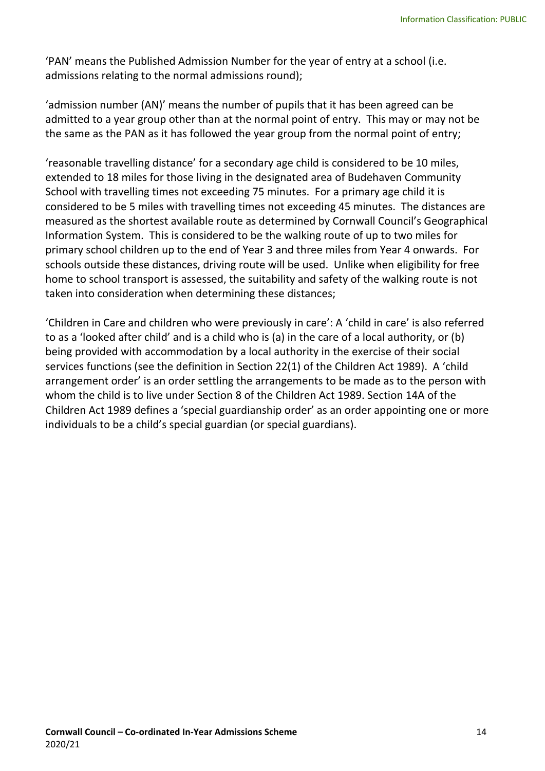'PAN' means the Published Admission Number for the year of entry at a school (i.e. admissions relating to the normal admissions round);

'admission number (AN)' means the number of pupils that it has been agreed can be admitted to a year group other than at the normal point of entry. This may or may not be the same as the PAN as it has followed the year group from the normal point of entry;

'reasonable travelling distance' for a secondary age child is considered to be 10 miles, extended to 18 miles for those living in the designated area of Budehaven Community School with travelling times not exceeding 75 minutes. For a primary age child it is considered to be 5 miles with travelling times not exceeding 45 minutes. The distances are measured as the shortest available route as determined by Cornwall Council's Geographical Information System. This is considered to be the walking route of up to two miles for primary school children up to the end of Year 3 and three miles from Year 4 onwards. For schools outside these distances, driving route will be used. Unlike when eligibility for free home to school transport is assessed, the suitability and safety of the walking route is not taken into consideration when determining these distances;

'Children in Care and children who were previously in care': A 'child in care' is also referred to as a 'looked after child' and is a child who is (a) in the care of a local authority, or (b) being provided with accommodation by a local authority in the exercise of their social services functions (see the definition in Section 22(1) of the Children Act 1989). A 'child arrangement order' is an order settling the arrangements to be made as to the person with whom the child is to live under Section 8 of the Children Act 1989. Section 14A of the Children Act 1989 defines a 'special guardianship order' as an order appointing one or more individuals to be a child's special guardian (or special guardians).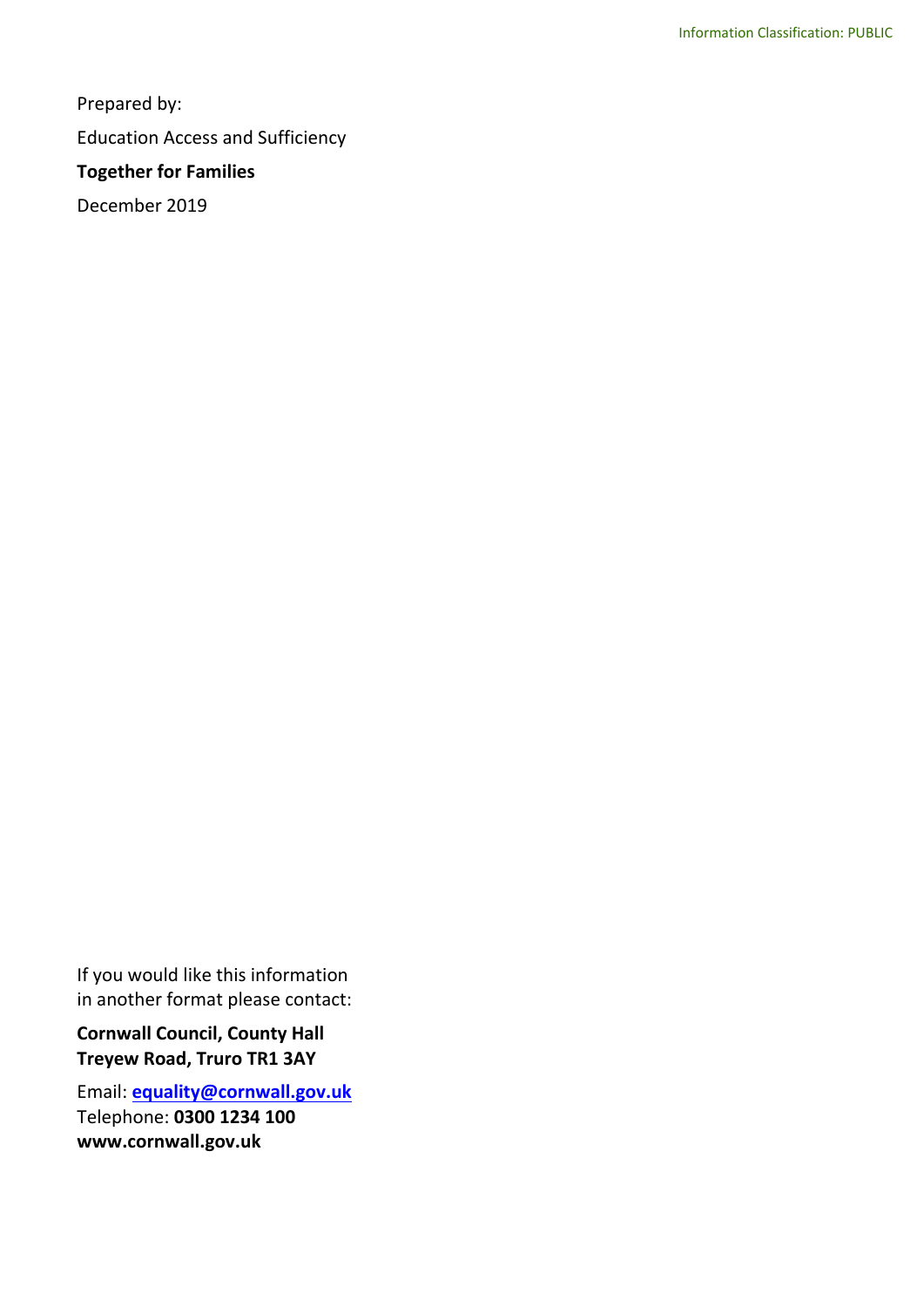Prepared by:

Education Access and Sufficiency

**Together for Families**

December 2019

If you would like this information in another format please contact:

**Cornwall Council, County Hall**
**Treyew Road, Truro TR1 3AY**

Email: **equality@cornwall.gov.uk**
Telephone: **0300 1234 100**
**www.cornwall.gov.uk**